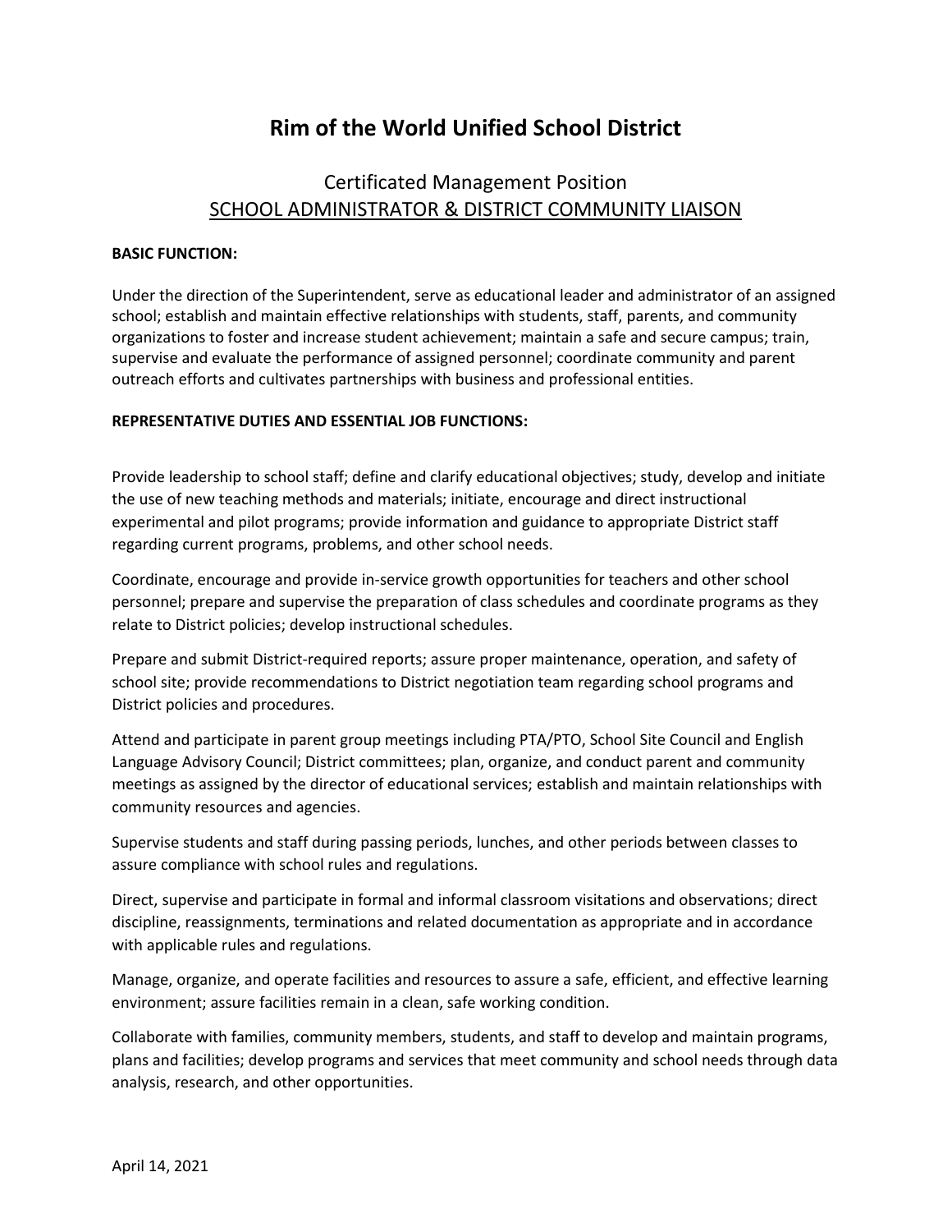# Rim of the World Unified School District

## Certificated Management Position
## SCHOOL ADMINISTRATOR & DISTRICT COMMUNITY LIAISON

**BASIC FUNCTION:**

Under the direction of the Superintendent, serve as educational leader and administrator of an assigned school; establish and maintain effective relationships with students, staff, parents, and community organizations to foster and increase student achievement; maintain a safe and secure campus; train, supervise and evaluate the performance of assigned personnel; coordinate community and parent outreach efforts and cultivates partnerships with business and professional entities.

**REPRESENTATIVE DUTIES AND ESSENTIAL JOB FUNCTIONS:**

Provide leadership to school staff; define and clarify educational objectives; study, develop and initiate the use of new teaching methods and materials; initiate, encourage and direct instructional experimental and pilot programs; provide information and guidance to appropriate District staff regarding current programs, problems, and other school needs.

Coordinate, encourage and provide in-service growth opportunities for teachers and other school personnel; prepare and supervise the preparation of class schedules and coordinate programs as they relate to District policies; develop instructional schedules.

Prepare and submit District-required reports; assure proper maintenance, operation, and safety of school site; provide recommendations to District negotiation team regarding school programs and District policies and procedures.

Attend and participate in parent group meetings including PTA/PTO, School Site Council and English Language Advisory Council; District committees; plan, organize, and conduct parent and community meetings as assigned by the director of educational services; establish and maintain relationships with community resources and agencies.

Supervise students and staff during passing periods, lunches, and other periods between classes to assure compliance with school rules and regulations.

Direct, supervise and participate in formal and informal classroom visitations and observations; direct discipline, reassignments, terminations and related documentation as appropriate and in accordance with applicable rules and regulations.

Manage, organize, and operate facilities and resources to assure a safe, efficient, and effective learning environment; assure facilities remain in a clean, safe working condition.

Collaborate with families, community members, students, and staff to develop and maintain programs, plans and facilities; develop programs and services that meet community and school needs through data analysis, research, and other opportunities.

April 14, 2021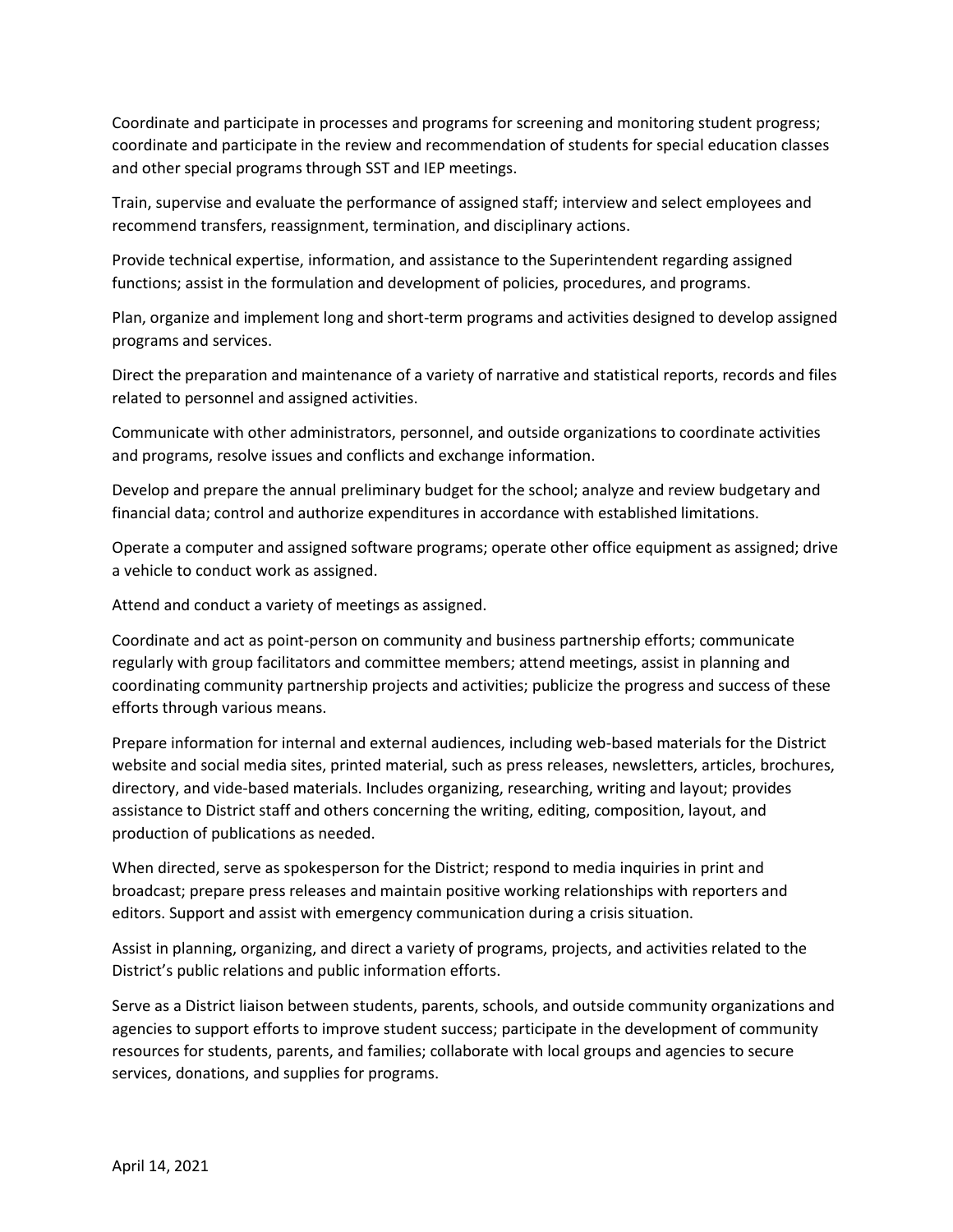Coordinate and participate in processes and programs for screening and monitoring student progress; coordinate and participate in the review and recommendation of students for special education classes and other special programs through SST and IEP meetings.

Train, supervise and evaluate the performance of assigned staff; interview and select employees and recommend transfers, reassignment, termination, and disciplinary actions.

Provide technical expertise, information, and assistance to the Superintendent regarding assigned functions; assist in the formulation and development of policies, procedures, and programs.

Plan, organize and implement long and short-term programs and activities designed to develop assigned programs and services.

Direct the preparation and maintenance of a variety of narrative and statistical reports, records and files related to personnel and assigned activities.

Communicate with other administrators, personnel, and outside organizations to coordinate activities and programs, resolve issues and conflicts and exchange information.

Develop and prepare the annual preliminary budget for the school; analyze and review budgetary and financial data; control and authorize expenditures in accordance with established limitations.

Operate a computer and assigned software programs; operate other office equipment as assigned; drive a vehicle to conduct work as assigned.

Attend and conduct a variety of meetings as assigned.

Coordinate and act as point-person on community and business partnership efforts; communicate regularly with group facilitators and committee members; attend meetings, assist in planning and coordinating community partnership projects and activities; publicize the progress and success of these efforts through various means.

Prepare information for internal and external audiences, including web-based materials for the District website and social media sites, printed material, such as press releases, newsletters, articles, brochures, directory, and vide-based materials. Includes organizing, researching, writing and layout; provides assistance to District staff and others concerning the writing, editing, composition, layout, and production of publications as needed.

When directed, serve as spokesperson for the District; respond to media inquiries in print and broadcast; prepare press releases and maintain positive working relationships with reporters and editors. Support and assist with emergency communication during a crisis situation.

Assist in planning, organizing, and direct a variety of programs, projects, and activities related to the District's public relations and public information efforts.

Serve as a District liaison between students, parents, schools, and outside community organizations and agencies to support efforts to improve student success; participate in the development of community resources for students, parents, and families; collaborate with local groups and agencies to secure services, donations, and supplies for programs.

April 14, 2021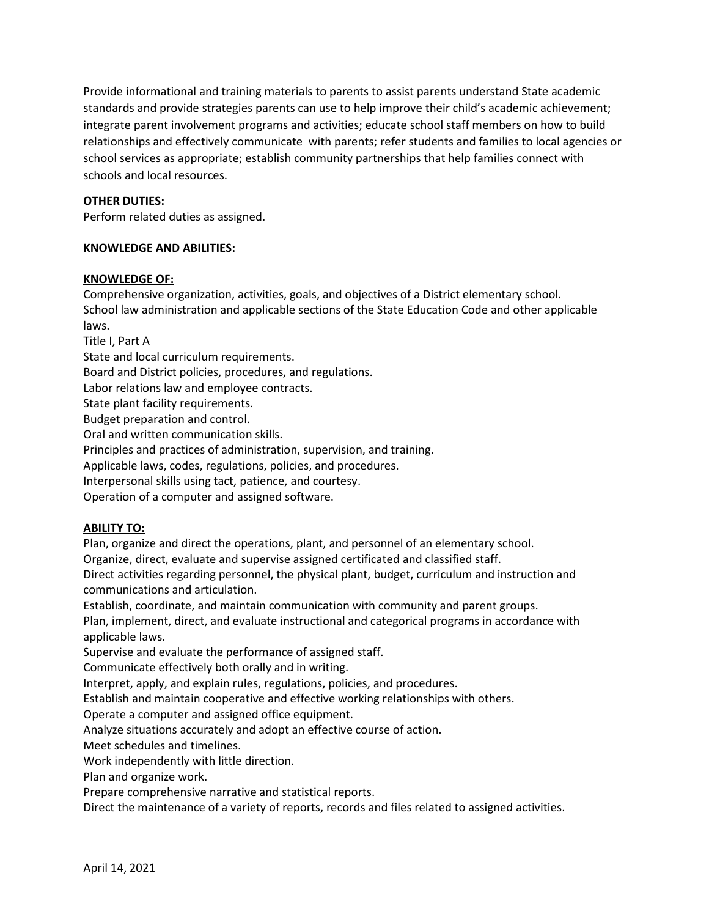Provide informational and training materials to parents to assist parents understand State academic standards and provide strategies parents can use to help improve their child's academic achievement; integrate parent involvement programs and activities; educate school staff members on how to build relationships and effectively communicate with parents; refer students and families to local agencies or school services as appropriate; establish community partnerships that help families connect with schools and local resources.

**OTHER DUTIES:**

Perform related duties as assigned.

**KNOWLEDGE AND ABILITIES:**

**KNOWLEDGE OF:**

Comprehensive organization, activities, goals, and objectives of a District elementary school.
School law administration and applicable sections of the State Education Code and other applicable laws.
Title I, Part A
State and local curriculum requirements.
Board and District policies, procedures, and regulations.
Labor relations law and employee contracts.
State plant facility requirements.
Budget preparation and control.
Oral and written communication skills.
Principles and practices of administration, supervision, and training.
Applicable laws, codes, regulations, policies, and procedures.
Interpersonal skills using tact, patience, and courtesy.
Operation of a computer and assigned software.

**ABILITY TO:**

Plan, organize and direct the operations, plant, and personnel of an elementary school.
Organize, direct, evaluate and supervise assigned certificated and classified staff.
Direct activities regarding personnel, the physical plant, budget, curriculum and instruction and communications and articulation.
Establish, coordinate, and maintain communication with community and parent groups.
Plan, implement, direct, and evaluate instructional and categorical programs in accordance with applicable laws.
Supervise and evaluate the performance of assigned staff.
Communicate effectively both orally and in writing.
Interpret, apply, and explain rules, regulations, policies, and procedures.
Establish and maintain cooperative and effective working relationships with others.
Operate a computer and assigned office equipment.
Analyze situations accurately and adopt an effective course of action.
Meet schedules and timelines.
Work independently with little direction.
Plan and organize work.
Prepare comprehensive narrative and statistical reports.
Direct the maintenance of a variety of reports, records and files related to assigned activities.

April 14, 2021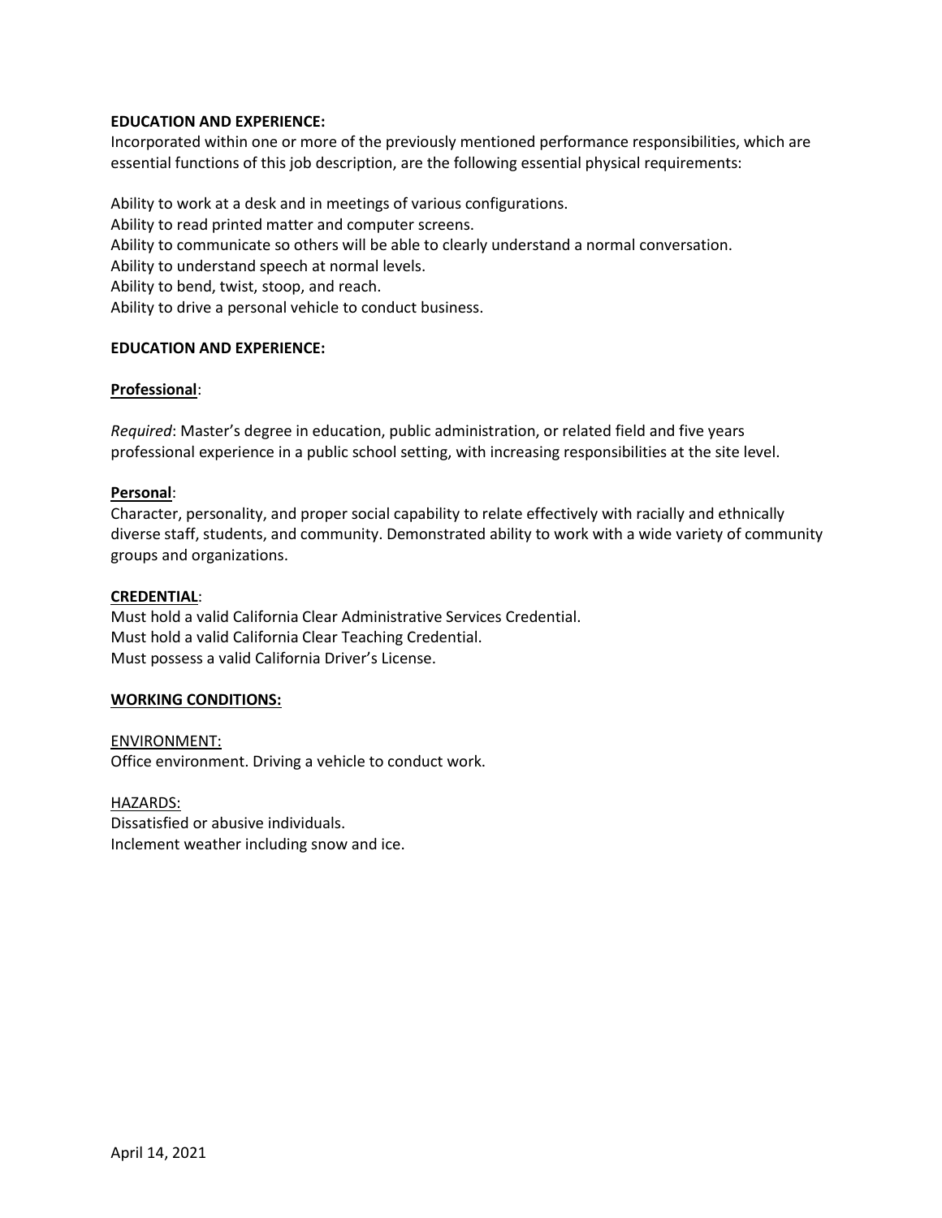**EDUCATION AND EXPERIENCE:**

Incorporated within one or more of the previously mentioned performance responsibilities, which are essential functions of this job description, are the following essential physical requirements:

Ability to work at a desk and in meetings of various configurations.
Ability to read printed matter and computer screens.
Ability to communicate so others will be able to clearly understand a normal conversation.
Ability to understand speech at normal levels.
Ability to bend, twist, stoop, and reach.
Ability to drive a personal vehicle to conduct business.

**EDUCATION AND EXPERIENCE:**

**Professional**:

*Required*: Master's degree in education, public administration, or related field and five years professional experience in a public school setting, with increasing responsibilities at the site level.

**Personal**:

Character, personality, and proper social capability to relate effectively with racially and ethnically diverse staff, students, and community. Demonstrated ability to work with a wide variety of community groups and organizations.

**CREDENTIAL**:

Must hold a valid California Clear Administrative Services Credential.
Must hold a valid California Clear Teaching Credential.
Must possess a valid California Driver's License.

**WORKING CONDITIONS:**

ENVIRONMENT:

Office environment. Driving a vehicle to conduct work.

HAZARDS:

Dissatisfied or abusive individuals.
Inclement weather including snow and ice.

April 14, 2021